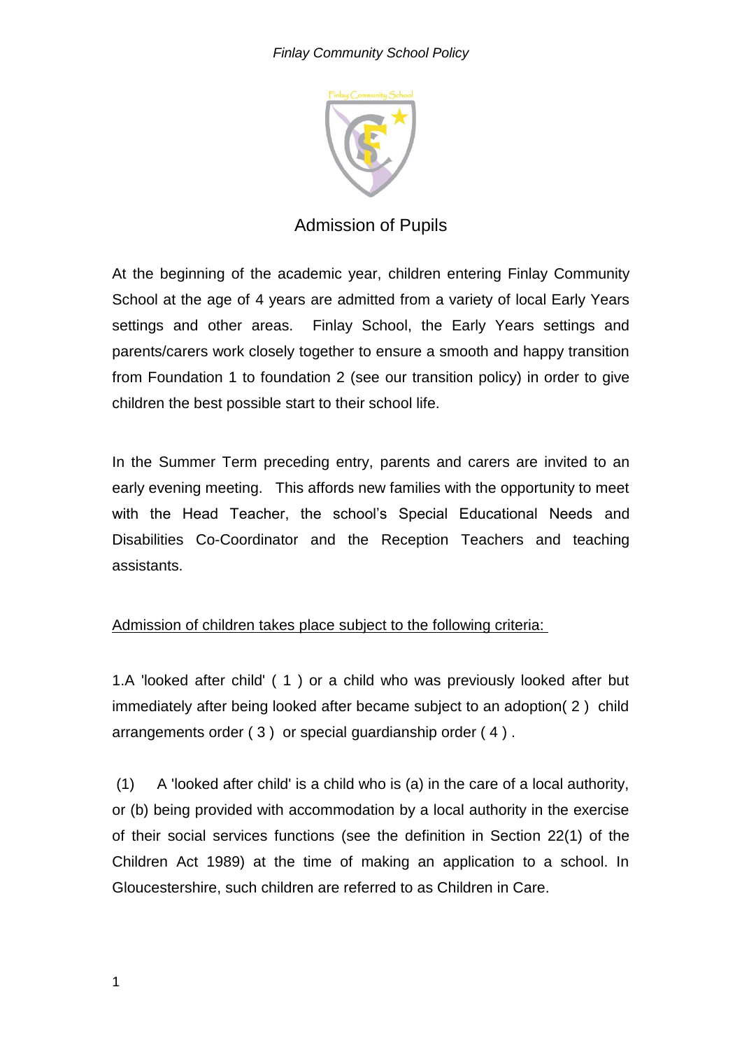# Admission of Pupils

At the beginning of the academic year, children entering Finlay Community School at the age of 4 years are admitted from a variety of local Early Years settings and other areas. Finlay School, the Early Years settings and parents/carers work closely together to ensure a smooth and happy transition from Foundation 1 to foundation 2 (see our transition policy) in order to give children the best possible start to their school life.

In the Summer Term preceding entry, parents and carers are invited to an early evening meeting. This affords new families with the opportunity to meet with the Head Teacher, the school's Special Educational Needs and Disabilities Co-Coordinator and the Reception Teachers and teaching assistants.

<u>Admission of children takes place subject to the following criteria:</u>

1.A 'looked after child' ( 1 ) or a child who was previously looked after but immediately after being looked after became subject to an adoption( 2 ) child arrangements order ( 3 ) or special guardianship order ( 4 ) .

(1) A 'looked after child' is a child who is (a) in the care of a local authority, or (b) being provided with accommodation by a local authority in the exercise of their social services functions (see the definition in Section 22(1) of the Children Act 1989) at the time of making an application to a school. In Gloucestershire, such children are referred to as Children in Care.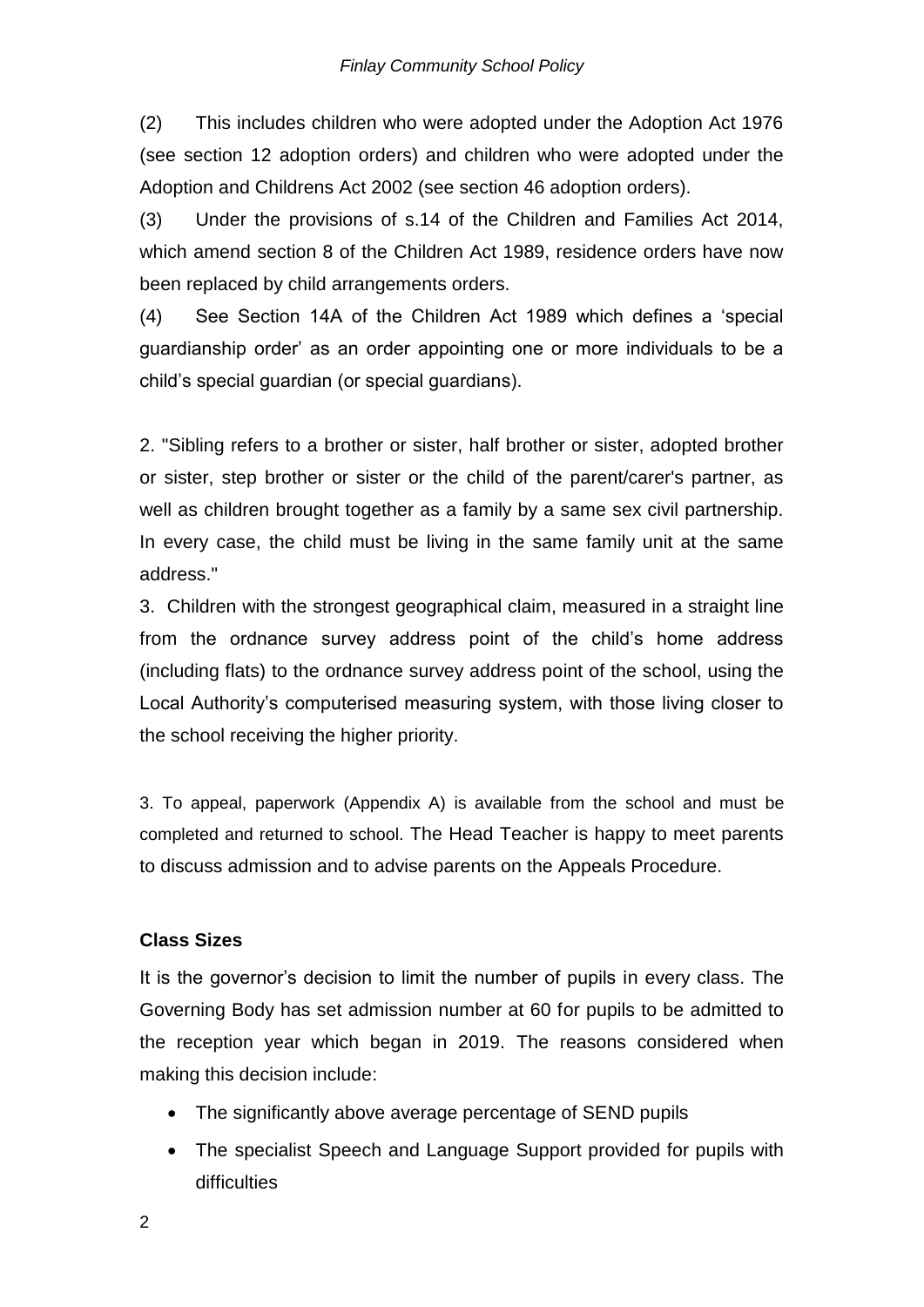(2) This includes children who were adopted under the Adoption Act 1976 (see section 12 adoption orders) and children who were adopted under the Adoption and Childrens Act 2002 (see section 46 adoption orders).

(3) Under the provisions of s.14 of the Children and Families Act 2014, which amend section 8 of the Children Act 1989, residence orders have now been replaced by child arrangements orders.

(4) See Section 14A of the Children Act 1989 which defines a 'special guardianship order' as an order appointing one or more individuals to be a child's special guardian (or special guardians).

2. "Sibling refers to a brother or sister, half brother or sister, adopted brother or sister, step brother or sister or the child of the parent/carer's partner, as well as children brought together as a family by a same sex civil partnership. In every case, the child must be living in the same family unit at the same address."

3. Children with the strongest geographical claim, measured in a straight line from the ordnance survey address point of the child's home address (including flats) to the ordnance survey address point of the school, using the Local Authority's computerised measuring system, with those living closer to the school receiving the higher priority.

3. To appeal, paperwork (Appendix A) is available from the school and must be completed and returned to school. The Head Teacher is happy to meet parents to discuss admission and to advise parents on the Appeals Procedure.

**Class Sizes**

It is the governor's decision to limit the number of pupils in every class. The Governing Body has set admission number at 60 for pupils to be admitted to the reception year which began in 2019. The reasons considered when making this decision include:

- The significantly above average percentage of SEND pupils
- The specialist Speech and Language Support provided for pupils with difficulties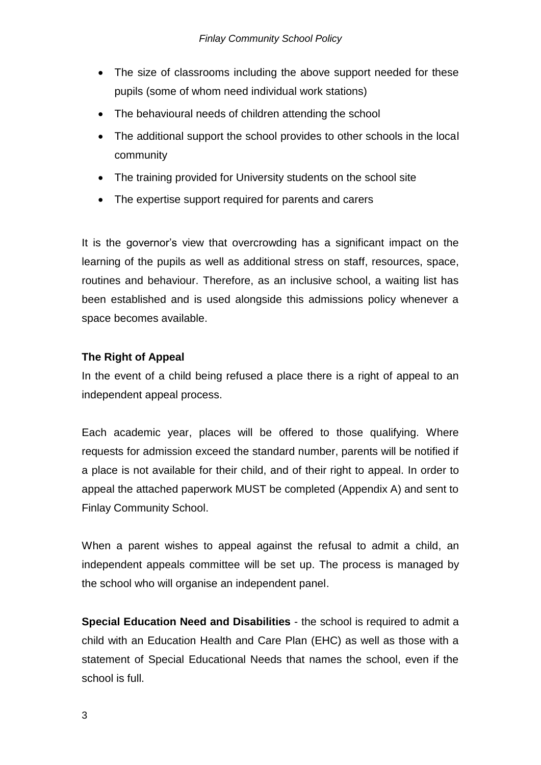- The size of classrooms including the above support needed for these pupils (some of whom need individual work stations)
- The behavioural needs of children attending the school
- The additional support the school provides to other schools in the local community
- The training provided for University students on the school site
- The expertise support required for parents and carers

It is the governor's view that overcrowding has a significant impact on the learning of the pupils as well as additional stress on staff, resources, space, routines and behaviour. Therefore, as an inclusive school, a waiting list has been established and is used alongside this admissions policy whenever a space becomes available.

**The Right of Appeal**

In the event of a child being refused a place there is a right of appeal to an independent appeal process.

Each academic year, places will be offered to those qualifying. Where requests for admission exceed the standard number, parents will be notified if a place is not available for their child, and of their right to appeal. In order to appeal the attached paperwork MUST be completed (Appendix A) and sent to Finlay Community School.

When a parent wishes to appeal against the refusal to admit a child, an independent appeals committee will be set up. The process is managed by the school who will organise an independent panel.

**Special Education Need and Disabilities** - the school is required to admit a child with an Education Health and Care Plan (EHC) as well as those with a statement of Special Educational Needs that names the school, even if the school is full.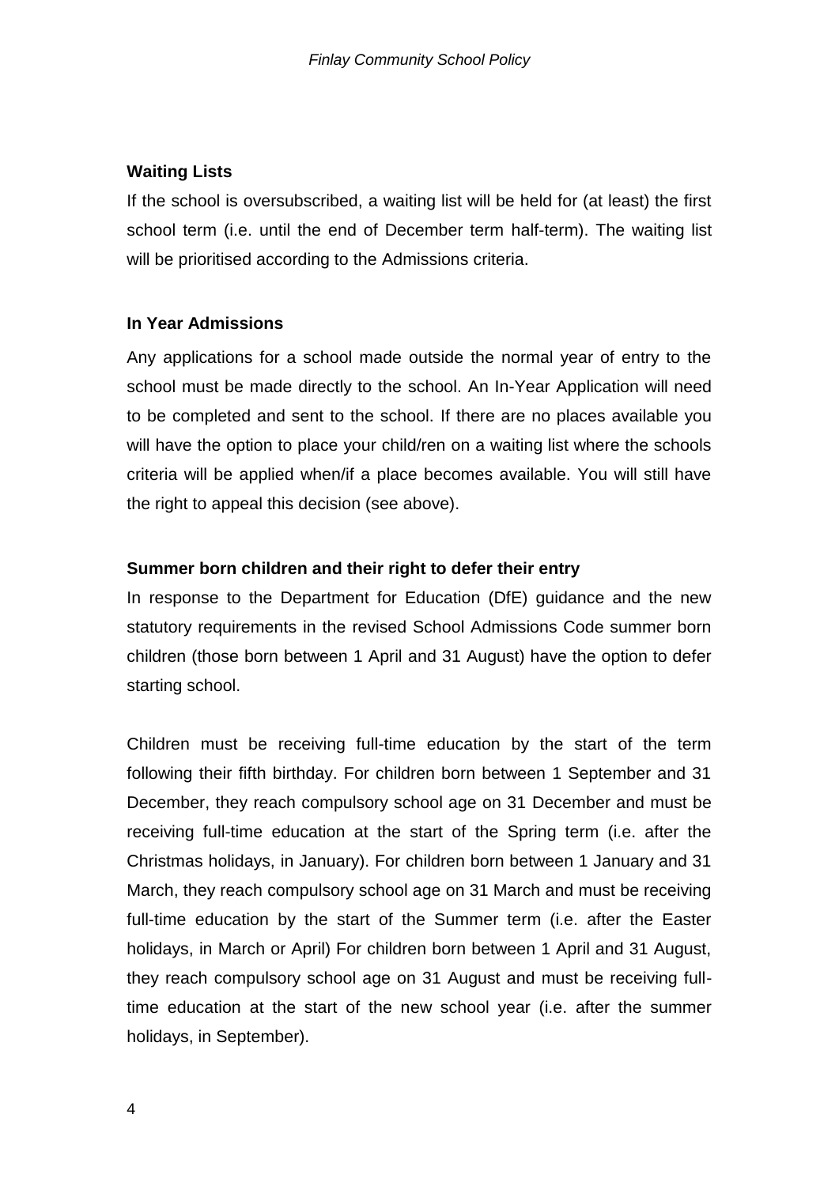**Waiting Lists**

If the school is oversubscribed, a waiting list will be held for (at least) the first school term (i.e. until the end of December term half-term). The waiting list will be prioritised according to the Admissions criteria.

**In Year Admissions**

Any applications for a school made outside the normal year of entry to the school must be made directly to the school. An In-Year Application will need to be completed and sent to the school. If there are no places available you will have the option to place your child/ren on a waiting list where the schools criteria will be applied when/if a place becomes available. You will still have the right to appeal this decision (see above).

**Summer born children and their right to defer their entry**

In response to the Department for Education (DfE) guidance and the new statutory requirements in the revised School Admissions Code summer born children (those born between 1 April and 31 August) have the option to defer starting school.

Children must be receiving full-time education by the start of the term following their fifth birthday. For children born between 1 September and 31 December, they reach compulsory school age on 31 December and must be receiving full-time education at the start of the Spring term (i.e. after the Christmas holidays, in January). For children born between 1 January and 31 March, they reach compulsory school age on 31 March and must be receiving full-time education by the start of the Summer term (i.e. after the Easter holidays, in March or April) For children born between 1 April and 31 August, they reach compulsory school age on 31 August and must be receiving full-time education at the start of the new school year (i.e. after the summer holidays, in September).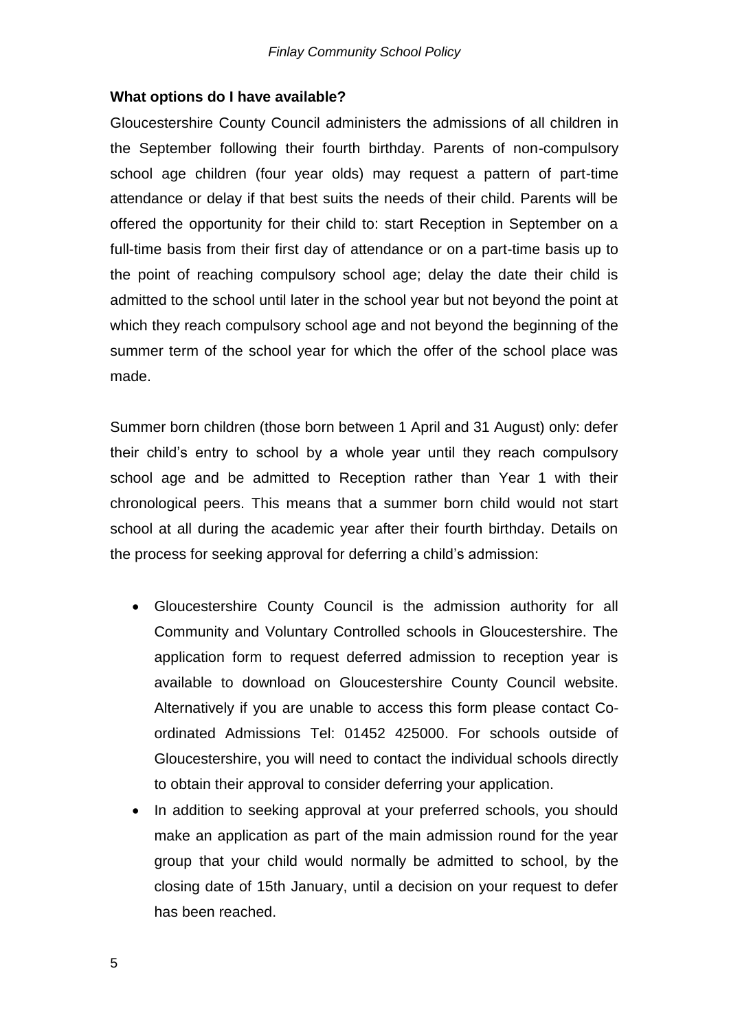**What options do I have available?**

Gloucestershire County Council administers the admissions of all children in the September following their fourth birthday. Parents of non-compulsory school age children (four year olds) may request a pattern of part-time attendance or delay if that best suits the needs of their child. Parents will be offered the opportunity for their child to: start Reception in September on a full-time basis from their first day of attendance or on a part-time basis up to the point of reaching compulsory school age; delay the date their child is admitted to the school until later in the school year but not beyond the point at which they reach compulsory school age and not beyond the beginning of the summer term of the school year for which the offer of the school place was made.

Summer born children (those born between 1 April and 31 August) only: defer their child's entry to school by a whole year until they reach compulsory school age and be admitted to Reception rather than Year 1 with their chronological peers. This means that a summer born child would not start school at all during the academic year after their fourth birthday. Details on the process for seeking approval for deferring a child's admission:

- Gloucestershire County Council is the admission authority for all Community and Voluntary Controlled schools in Gloucestershire. The application form to request deferred admission to reception year is available to download on Gloucestershire County Council website. Alternatively if you are unable to access this form please contact Co-ordinated Admissions Tel: 01452 425000. For schools outside of Gloucestershire, you will need to contact the individual schools directly to obtain their approval to consider deferring your application.
- In addition to seeking approval at your preferred schools, you should make an application as part of the main admission round for the year group that your child would normally be admitted to school, by the closing date of 15th January, until a decision on your request to defer has been reached.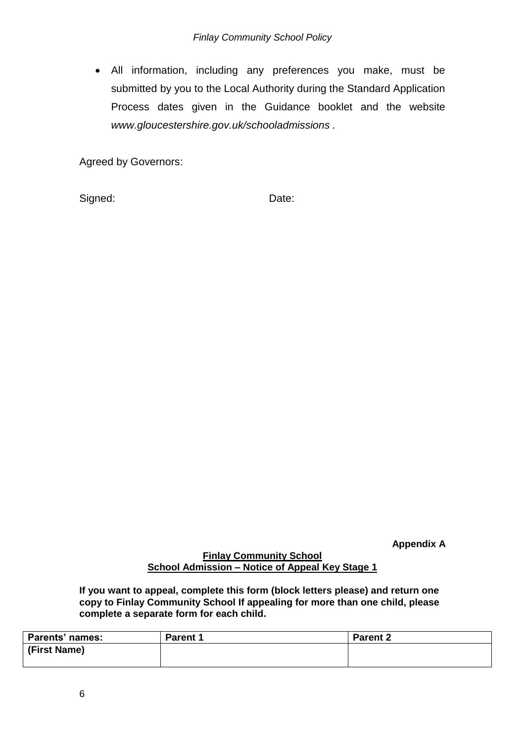- All information, including any preferences you make, must be submitted by you to the Local Authority during the Standard Application Process dates given in the Guidance booklet and the website *www.gloucestershire.gov.uk/schooladmissions* .

Agreed by Governors:

Signed: Date:

**Appendix A**

**Finlay Community School**
**School Admission – Notice of Appeal Key Stage 1**

**If you want to appeal, complete this form (block letters please) and return one copy to Finlay Community School If appealing for more than one child, please complete a separate form for each child.**

| Parents' names: | Parent 1 | Parent 2 |
| --- | --- | --- |
| (First Name) | | |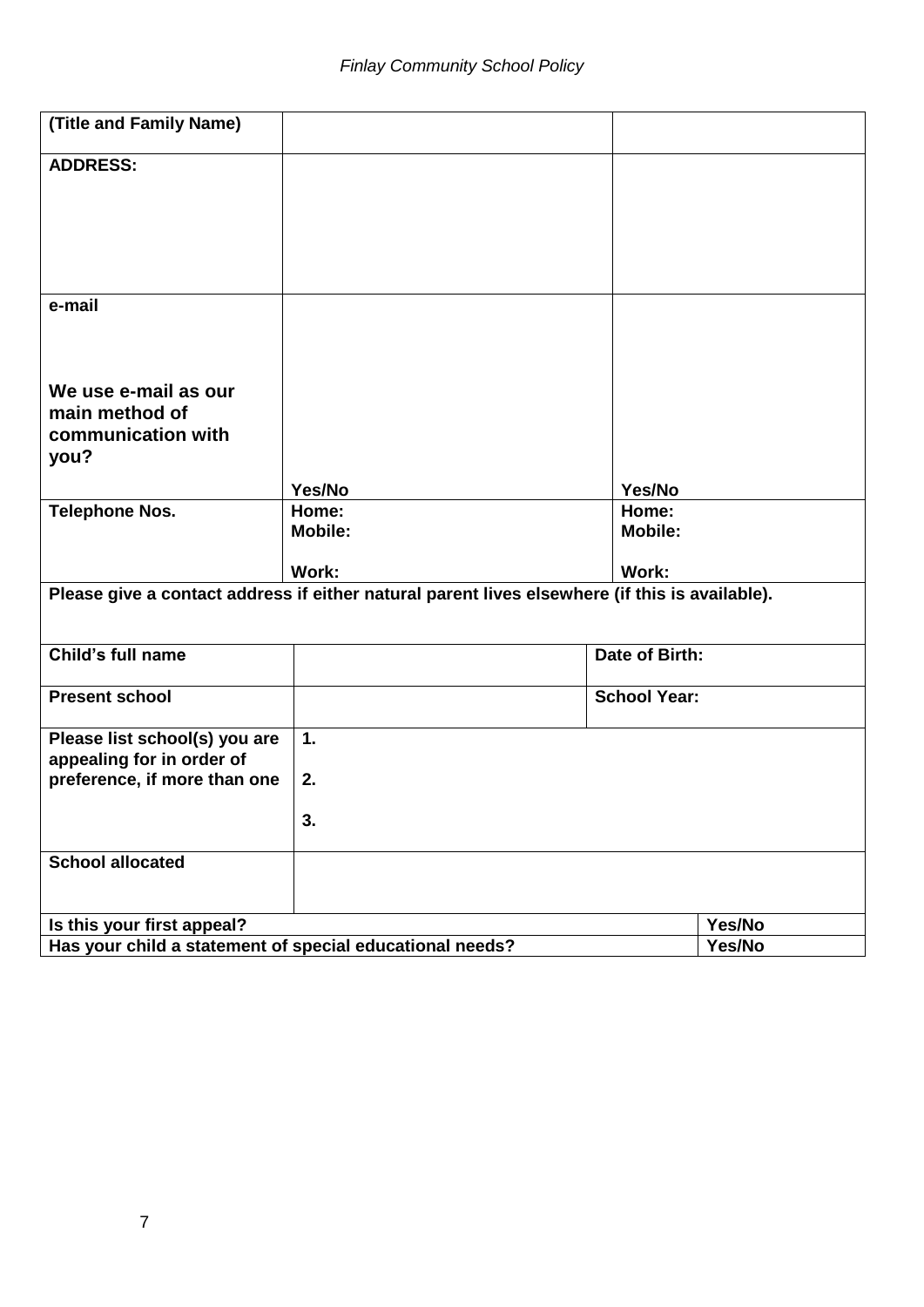| (Title and Family Name) | | |
|---|---|---|
| ADDRESS: | | |
| e-mail<br><br>We use e-mail as our main method of communication with you? | Yes/No | Yes/No |
| Telephone Nos. | Home:<br>Mobile:<br><br>Work: | Home:<br>Mobile:<br><br>Work: |
| Please give a contact address if either natural parent lives elsewhere (if this is available). | | |

| Child's full name | | Date of Birth: |
|---|---|---|
| Present school | | School Year: |
| Please list school(s) you are appealing for in order of preference, if more than one | 1.<br><br>2.<br><br>3. | |
| School allocated | | |

| Is this your first appeal? | Yes/No |
|---|---|
| Has your child a statement of special educational needs? | Yes/No |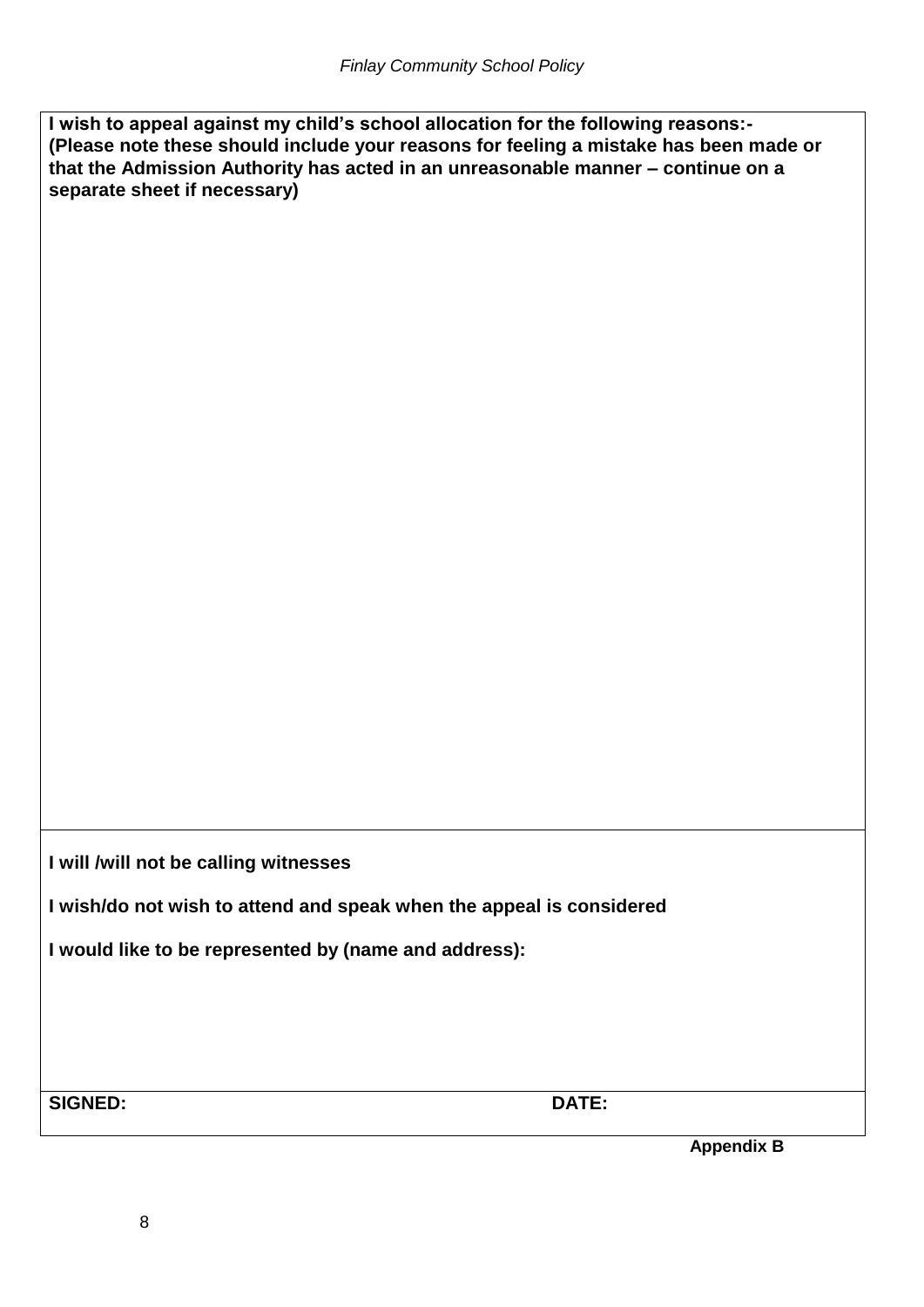**I wish to appeal against my child's school allocation for the following reasons:-**
**(Please note these should include your reasons for feeling a mistake has been made or that the Admission Authority has acted in an unreasonable manner – continue on a separate sheet if necessary)**

**I will /will not be calling witnesses**

**I wish/do not wish to attend and speak when the appeal is considered**

**I would like to be represented by (name and address):**

**SIGNED:** **DATE:**

**Appendix B**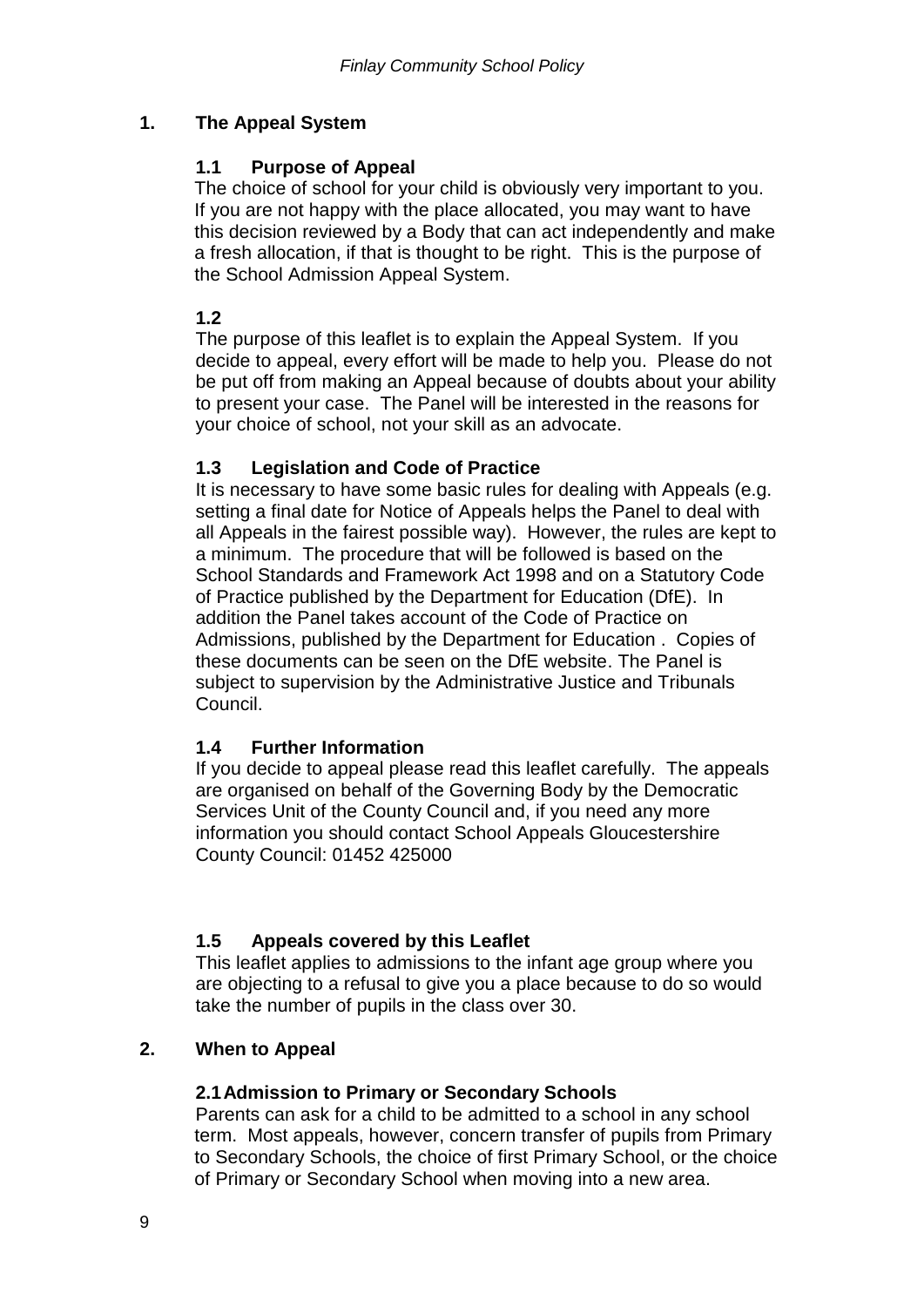## 1. The Appeal System

### 1.1 Purpose of Appeal

The choice of school for your child is obviously very important to you. If you are not happy with the place allocated, you may want to have this decision reviewed by a Body that can act independently and make a fresh allocation, if that is thought to be right. This is the purpose of the School Admission Appeal System.

### 1.2

The purpose of this leaflet is to explain the Appeal System. If you decide to appeal, every effort will be made to help you. Please do not be put off from making an Appeal because of doubts about your ability to present your case. The Panel will be interested in the reasons for your choice of school, not your skill as an advocate.

### 1.3 Legislation and Code of Practice

It is necessary to have some basic rules for dealing with Appeals (e.g. setting a final date for Notice of Appeals helps the Panel to deal with all Appeals in the fairest possible way). However, the rules are kept to a minimum. The procedure that will be followed is based on the School Standards and Framework Act 1998 and on a Statutory Code of Practice published by the Department for Education (DfE). In addition the Panel takes account of the Code of Practice on Admissions, published by the Department for Education . Copies of these documents can be seen on the DfE website. The Panel is subject to supervision by the Administrative Justice and Tribunals Council.

### 1.4 Further Information

If you decide to appeal please read this leaflet carefully. The appeals are organised on behalf of the Governing Body by the Democratic Services Unit of the County Council and, if you need any more information you should contact School Appeals Gloucestershire County Council: 01452 425000

### 1.5 Appeals covered by this Leaflet

This leaflet applies to admissions to the infant age group where you are objecting to a refusal to give you a place because to do so would take the number of pupils in the class over 30.

## 2. When to Appeal

### 2.1 Admission to Primary or Secondary Schools

Parents can ask for a child to be admitted to a school in any school term. Most appeals, however, concern transfer of pupils from Primary to Secondary Schools, the choice of first Primary School, or the choice of Primary or Secondary School when moving into a new area.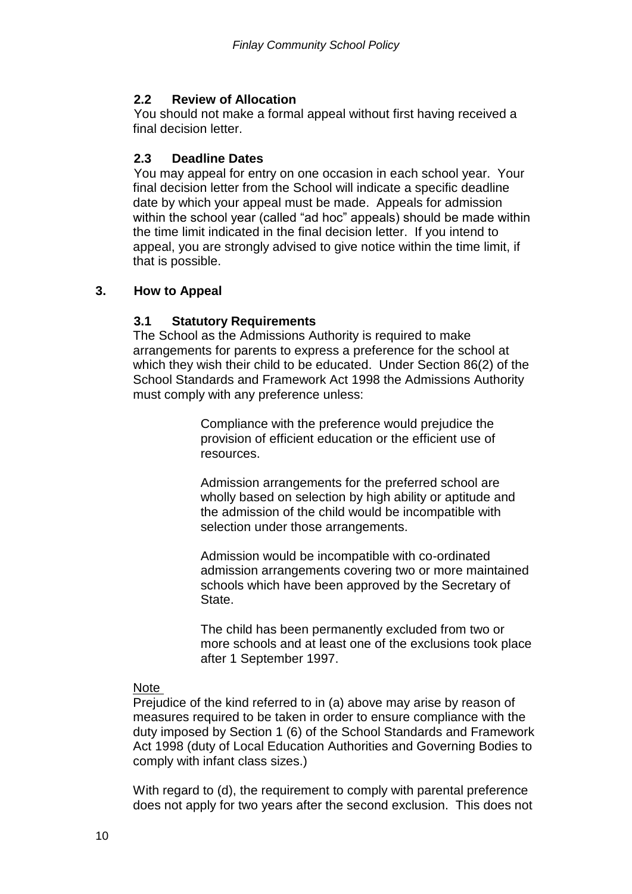### 2.2 Review of Allocation

You should not make a formal appeal without first having received a final decision letter.

### 2.3 Deadline Dates

You may appeal for entry on one occasion in each school year. Your final decision letter from the School will indicate a specific deadline date by which your appeal must be made. Appeals for admission within the school year (called "ad hoc" appeals) should be made within the time limit indicated in the final decision letter. If you intend to appeal, you are strongly advised to give notice within the time limit, if that is possible.

## 3. How to Appeal

### 3.1 Statutory Requirements

The School as the Admissions Authority is required to make arrangements for parents to express a preference for the school at which they wish their child to be educated. Under Section 86(2) of the School Standards and Framework Act 1998 the Admissions Authority must comply with any preference unless:

> Compliance with the preference would prejudice the provision of efficient education or the efficient use of resources.
>
> Admission arrangements for the preferred school are wholly based on selection by high ability or aptitude and the admission of the child would be incompatible with selection under those arrangements.
>
> Admission would be incompatible with co-ordinated admission arrangements covering two or more maintained schools which have been approved by the Secretary of State.
>
> The child has been permanently excluded from two or more schools and at least one of the exclusions took place after 1 September 1997.

Note

Prejudice of the kind referred to in (a) above may arise by reason of measures required to be taken in order to ensure compliance with the duty imposed by Section 1 (6) of the School Standards and Framework Act 1998 (duty of Local Education Authorities and Governing Bodies to comply with infant class sizes.)

With regard to (d), the requirement to comply with parental preference does not apply for two years after the second exclusion. This does not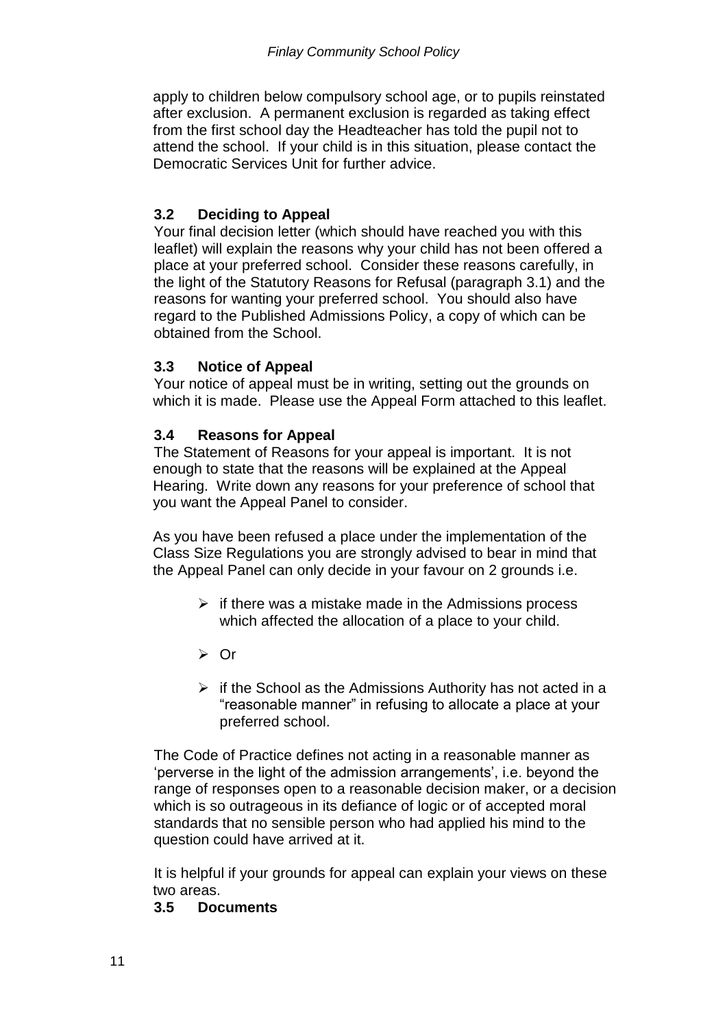apply to children below compulsory school age, or to pupils reinstated after exclusion. A permanent exclusion is regarded as taking effect from the first school day the Headteacher has told the pupil not to attend the school. If your child is in this situation, please contact the Democratic Services Unit for further advice.

### 3.2 Deciding to Appeal

Your final decision letter (which should have reached you with this leaflet) will explain the reasons why your child has not been offered a place at your preferred school. Consider these reasons carefully, in the light of the Statutory Reasons for Refusal (paragraph 3.1) and the reasons for wanting your preferred school. You should also have regard to the Published Admissions Policy, a copy of which can be obtained from the School.

### 3.3 Notice of Appeal

Your notice of appeal must be in writing, setting out the grounds on which it is made. Please use the Appeal Form attached to this leaflet.

### 3.4 Reasons for Appeal

The Statement of Reasons for your appeal is important. It is not enough to state that the reasons will be explained at the Appeal Hearing. Write down any reasons for your preference of school that you want the Appeal Panel to consider.

As you have been refused a place under the implementation of the Class Size Regulations you are strongly advised to bear in mind that the Appeal Panel can only decide in your favour on 2 grounds i.e.

- if there was a mistake made in the Admissions process which affected the allocation of a place to your child.
- Or
- if the School as the Admissions Authority has not acted in a "reasonable manner" in refusing to allocate a place at your preferred school.

The Code of Practice defines not acting in a reasonable manner as 'perverse in the light of the admission arrangements', i.e. beyond the range of responses open to a reasonable decision maker, or a decision which is so outrageous in its defiance of logic or of accepted moral standards that no sensible person who had applied his mind to the question could have arrived at it.

It is helpful if your grounds for appeal can explain your views on these two areas.

### 3.5 Documents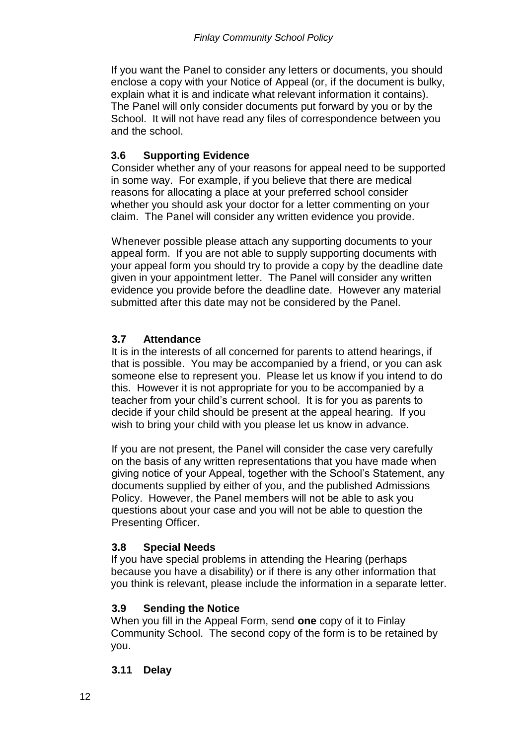If you want the Panel to consider any letters or documents, you should enclose a copy with your Notice of Appeal (or, if the document is bulky, explain what it is and indicate what relevant information it contains). The Panel will only consider documents put forward by you or by the School. It will not have read any files of correspondence between you and the school.

### 3.6 Supporting Evidence

Consider whether any of your reasons for appeal need to be supported in some way. For example, if you believe that there are medical reasons for allocating a place at your preferred school consider whether you should ask your doctor for a letter commenting on your claim. The Panel will consider any written evidence you provide.

Whenever possible please attach any supporting documents to your appeal form. If you are not able to supply supporting documents with your appeal form you should try to provide a copy by the deadline date given in your appointment letter. The Panel will consider any written evidence you provide before the deadline date. However any material submitted after this date may not be considered by the Panel.

### 3.7 Attendance

It is in the interests of all concerned for parents to attend hearings, if that is possible. You may be accompanied by a friend, or you can ask someone else to represent you. Please let us know if you intend to do this. However it is not appropriate for you to be accompanied by a teacher from your child's current school. It is for you as parents to decide if your child should be present at the appeal hearing. If you wish to bring your child with you please let us know in advance.

If you are not present, the Panel will consider the case very carefully on the basis of any written representations that you have made when giving notice of your Appeal, together with the School's Statement, any documents supplied by either of you, and the published Admissions Policy. However, the Panel members will not be able to ask you questions about your case and you will not be able to question the Presenting Officer.

### 3.8 Special Needs

If you have special problems in attending the Hearing (perhaps because you have a disability) or if there is any other information that you think is relevant, please include the information in a separate letter.

### 3.9 Sending the Notice

When you fill in the Appeal Form, send **one** copy of it to Finlay Community School. The second copy of the form is to be retained by you.

### 3.11 Delay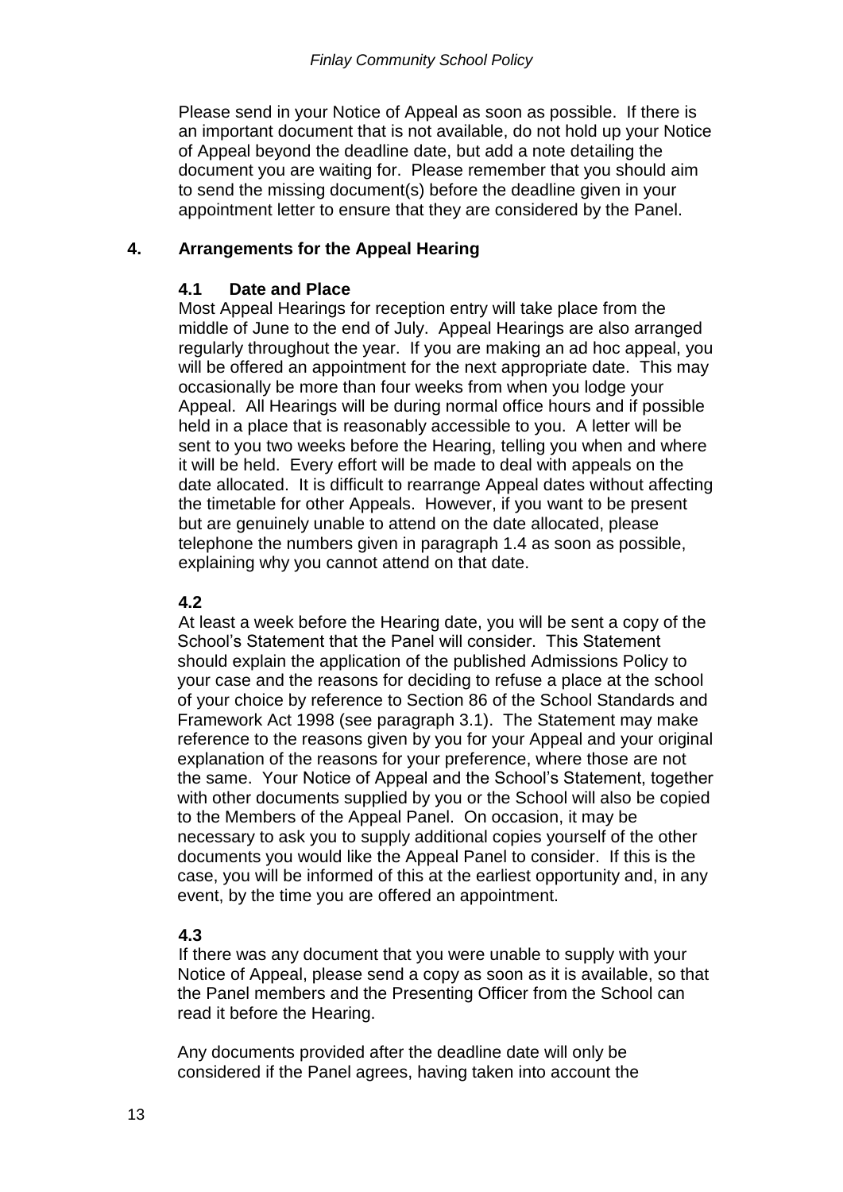Please send in your Notice of Appeal as soon as possible. If there is an important document that is not available, do not hold up your Notice of Appeal beyond the deadline date, but add a note detailing the document you are waiting for. Please remember that you should aim to send the missing document(s) before the deadline given in your appointment letter to ensure that they are considered by the Panel.

## 4. Arrangements for the Appeal Hearing

### 4.1 Date and Place

Most Appeal Hearings for reception entry will take place from the middle of June to the end of July. Appeal Hearings are also arranged regularly throughout the year. If you are making an ad hoc appeal, you will be offered an appointment for the next appropriate date. This may occasionally be more than four weeks from when you lodge your Appeal. All Hearings will be during normal office hours and if possible held in a place that is reasonably accessible to you. A letter will be sent to you two weeks before the Hearing, telling you when and where it will be held. Every effort will be made to deal with appeals on the date allocated. It is difficult to rearrange Appeal dates without affecting the timetable for other Appeals. However, if you want to be present but are genuinely unable to attend on the date allocated, please telephone the numbers given in paragraph 1.4 as soon as possible, explaining why you cannot attend on that date.

### 4.2

At least a week before the Hearing date, you will be sent a copy of the School's Statement that the Panel will consider. This Statement should explain the application of the published Admissions Policy to your case and the reasons for deciding to refuse a place at the school of your choice by reference to Section 86 of the School Standards and Framework Act 1998 (see paragraph 3.1). The Statement may make reference to the reasons given by you for your Appeal and your original explanation of the reasons for your preference, where those are not the same. Your Notice of Appeal and the School's Statement, together with other documents supplied by you or the School will also be copied to the Members of the Appeal Panel. On occasion, it may be necessary to ask you to supply additional copies yourself of the other documents you would like the Appeal Panel to consider. If this is the case, you will be informed of this at the earliest opportunity and, in any event, by the time you are offered an appointment.

### 4.3

If there was any document that you were unable to supply with your Notice of Appeal, please send a copy as soon as it is available, so that the Panel members and the Presenting Officer from the School can read it before the Hearing.

Any documents provided after the deadline date will only be considered if the Panel agrees, having taken into account the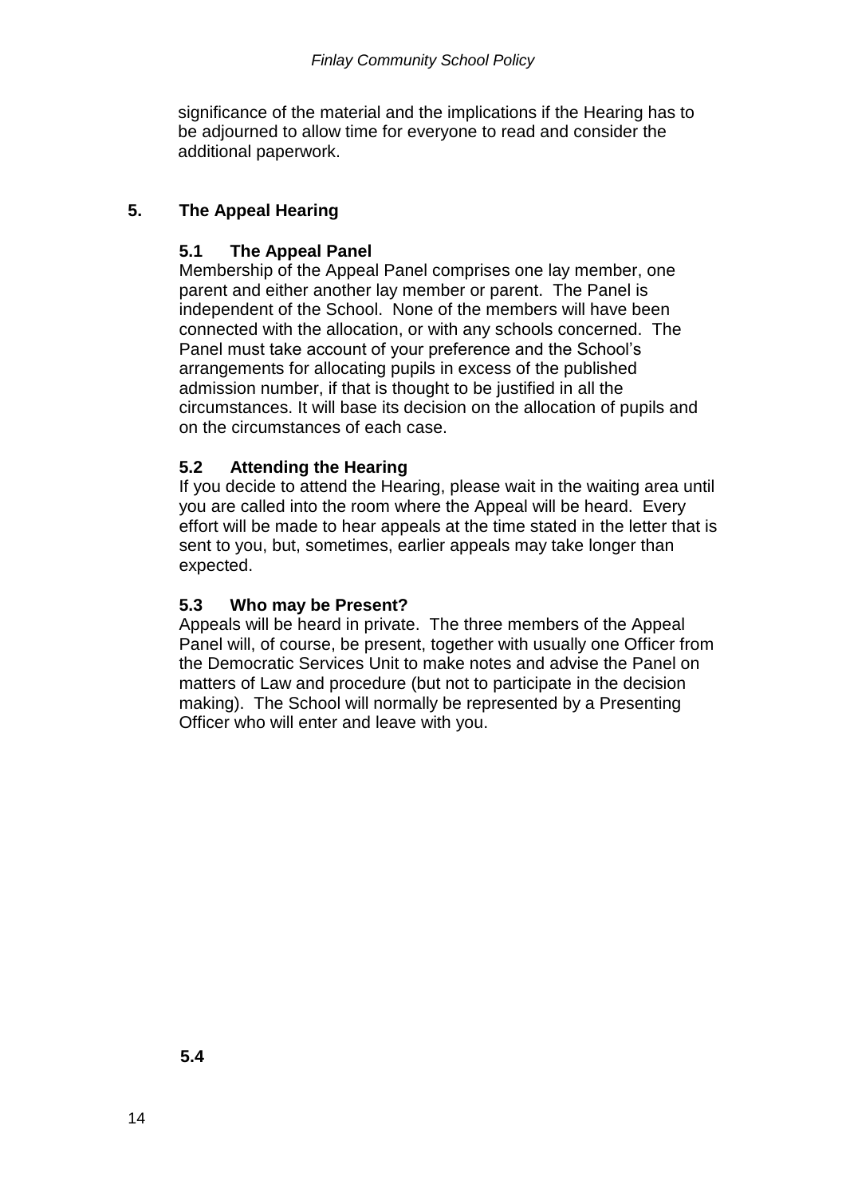significance of the material and the implications if the Hearing has to be adjourned to allow time for everyone to read and consider the additional paperwork.

## 5. The Appeal Hearing

### 5.1 The Appeal Panel

Membership of the Appeal Panel comprises one lay member, one parent and either another lay member or parent. The Panel is independent of the School. None of the members will have been connected with the allocation, or with any schools concerned. The Panel must take account of your preference and the School's arrangements for allocating pupils in excess of the published admission number, if that is thought to be justified in all the circumstances. It will base its decision on the allocation of pupils and on the circumstances of each case.

### 5.2 Attending the Hearing

If you decide to attend the Hearing, please wait in the waiting area until you are called into the room where the Appeal will be heard. Every effort will be made to hear appeals at the time stated in the letter that is sent to you, but, sometimes, earlier appeals may take longer than expected.

### 5.3 Who may be Present?

Appeals will be heard in private. The three members of the Appeal Panel will, of course, be present, together with usually one Officer from the Democratic Services Unit to make notes and advise the Panel on matters of Law and procedure (but not to participate in the decision making). The School will normally be represented by a Presenting Officer who will enter and leave with you.

### 5.4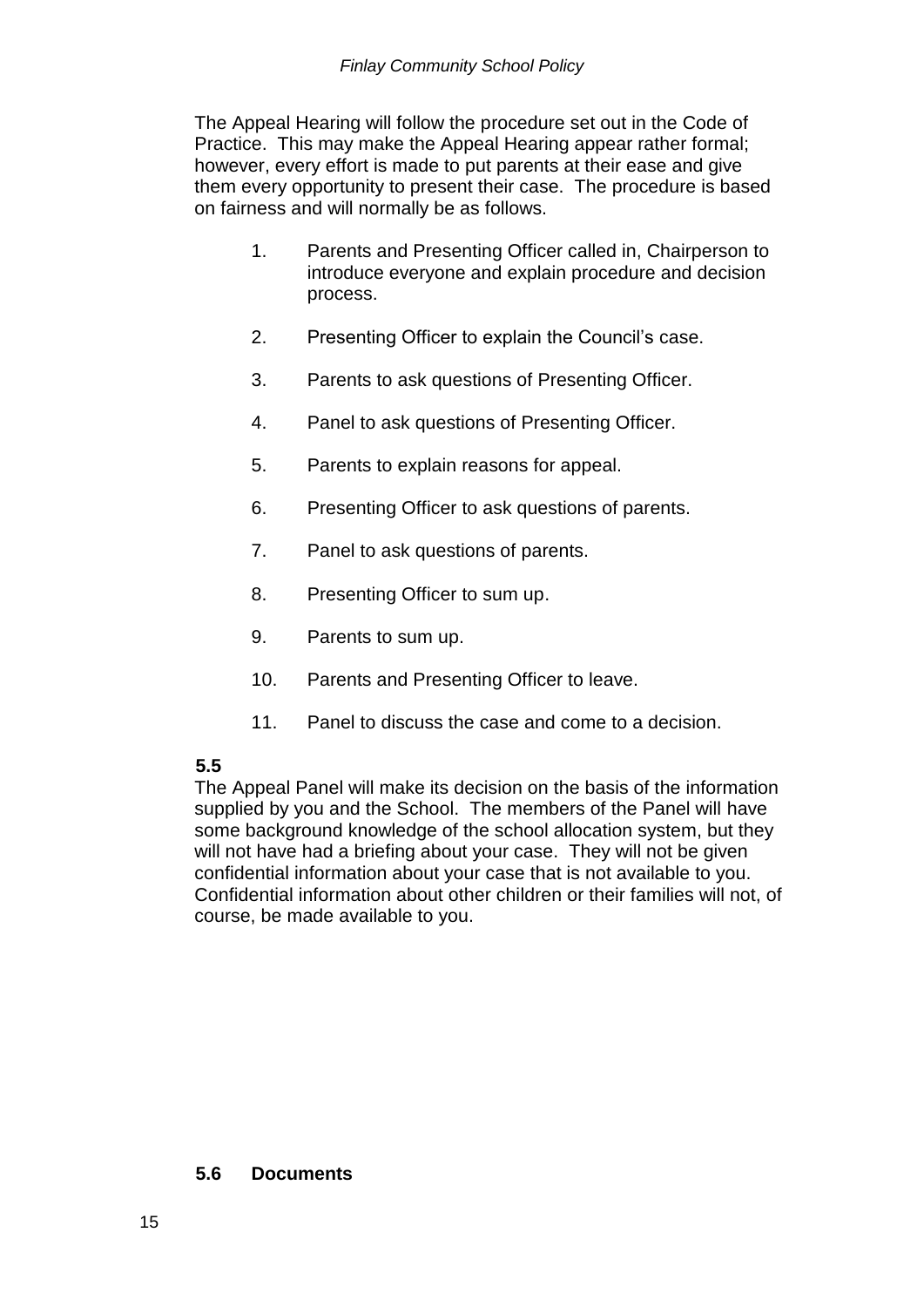The Appeal Hearing will follow the procedure set out in the Code of Practice. This may make the Appeal Hearing appear rather formal; however, every effort is made to put parents at their ease and give them every opportunity to present their case. The procedure is based on fairness and will normally be as follows.

1. Parents and Presenting Officer called in, Chairperson to introduce everyone and explain procedure and decision process.
2. Presenting Officer to explain the Council's case.
3. Parents to ask questions of Presenting Officer.
4. Panel to ask questions of Presenting Officer.
5. Parents to explain reasons for appeal.
6. Presenting Officer to ask questions of parents.
7. Panel to ask questions of parents.
8. Presenting Officer to sum up.
9. Parents to sum up.
10. Parents and Presenting Officer to leave.
11. Panel to discuss the case and come to a decision.

**5.5**

The Appeal Panel will make its decision on the basis of the information supplied by you and the School. The members of the Panel will have some background knowledge of the school allocation system, but they will not have had a briefing about your case. They will not be given confidential information about your case that is not available to you. Confidential information about other children or their families will not, of course, be made available to you.

**5.6 Documents**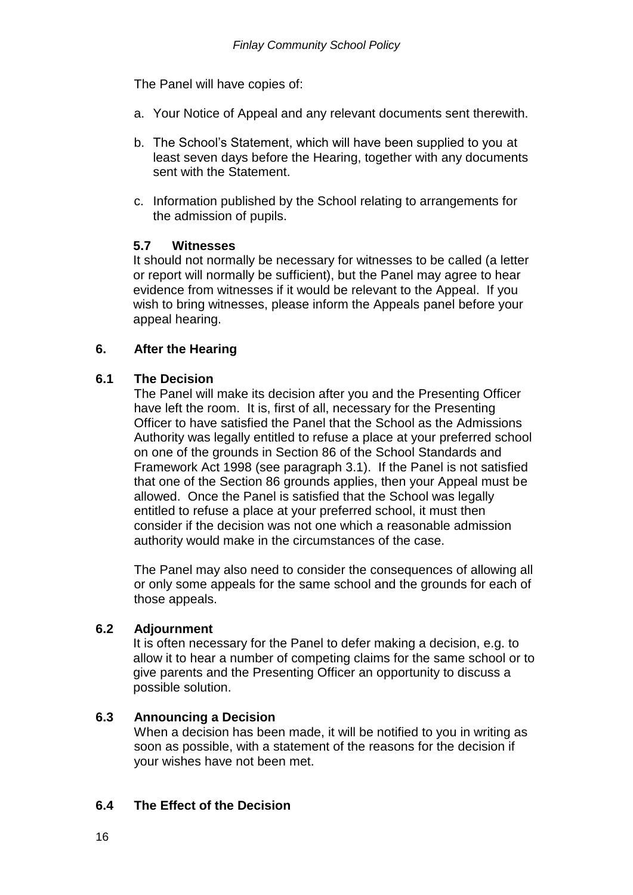The Panel will have copies of:

a. Your Notice of Appeal and any relevant documents sent therewith.

b. The School's Statement, which will have been supplied to you at least seven days before the Hearing, together with any documents sent with the Statement.

c. Information published by the School relating to arrangements for the admission of pupils.

### 5.7 Witnesses

It should not normally be necessary for witnesses to be called (a letter or report will normally be sufficient), but the Panel may agree to hear evidence from witnesses if it would be relevant to the Appeal. If you wish to bring witnesses, please inform the Appeals panel before your appeal hearing.

## 6. After the Hearing

### 6.1 The Decision

The Panel will make its decision after you and the Presenting Officer have left the room. It is, first of all, necessary for the Presenting Officer to have satisfied the Panel that the School as the Admissions Authority was legally entitled to refuse a place at your preferred school on one of the grounds in Section 86 of the School Standards and Framework Act 1998 (see paragraph 3.1). If the Panel is not satisfied that one of the Section 86 grounds applies, then your Appeal must be allowed. Once the Panel is satisfied that the School was legally entitled to refuse a place at your preferred school, it must then consider if the decision was not one which a reasonable admission authority would make in the circumstances of the case.

The Panel may also need to consider the consequences of allowing all or only some appeals for the same school and the grounds for each of those appeals.

### 6.2 Adjournment

It is often necessary for the Panel to defer making a decision, e.g. to allow it to hear a number of competing claims for the same school or to give parents and the Presenting Officer an opportunity to discuss a possible solution.

### 6.3 Announcing a Decision

When a decision has been made, it will be notified to you in writing as soon as possible, with a statement of the reasons for the decision if your wishes have not been met.

### 6.4 The Effect of the Decision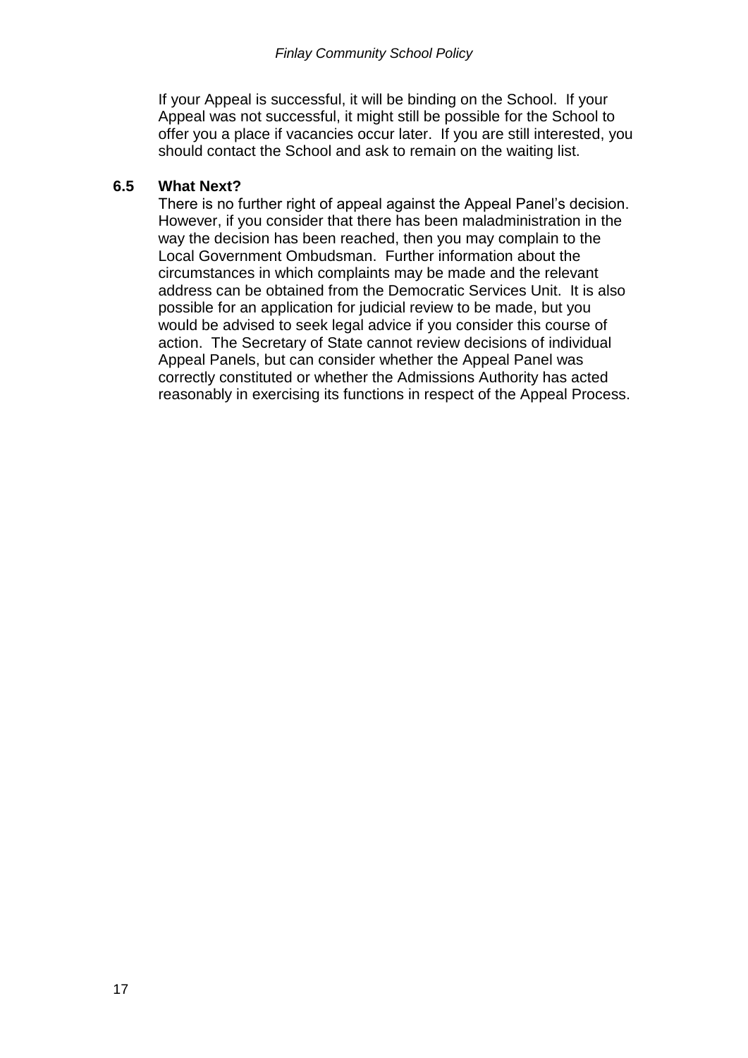If your Appeal is successful, it will be binding on the School. If your Appeal was not successful, it might still be possible for the School to offer you a place if vacancies occur later. If you are still interested, you should contact the School and ask to remain on the waiting list.

### 6.5 What Next?

There is no further right of appeal against the Appeal Panel's decision. However, if you consider that there has been maladministration in the way the decision has been reached, then you may complain to the Local Government Ombudsman. Further information about the circumstances in which complaints may be made and the relevant address can be obtained from the Democratic Services Unit. It is also possible for an application for judicial review to be made, but you would be advised to seek legal advice if you consider this course of action. The Secretary of State cannot review decisions of individual Appeal Panels, but can consider whether the Appeal Panel was correctly constituted or whether the Admissions Authority has acted reasonably in exercising its functions in respect of the Appeal Process.